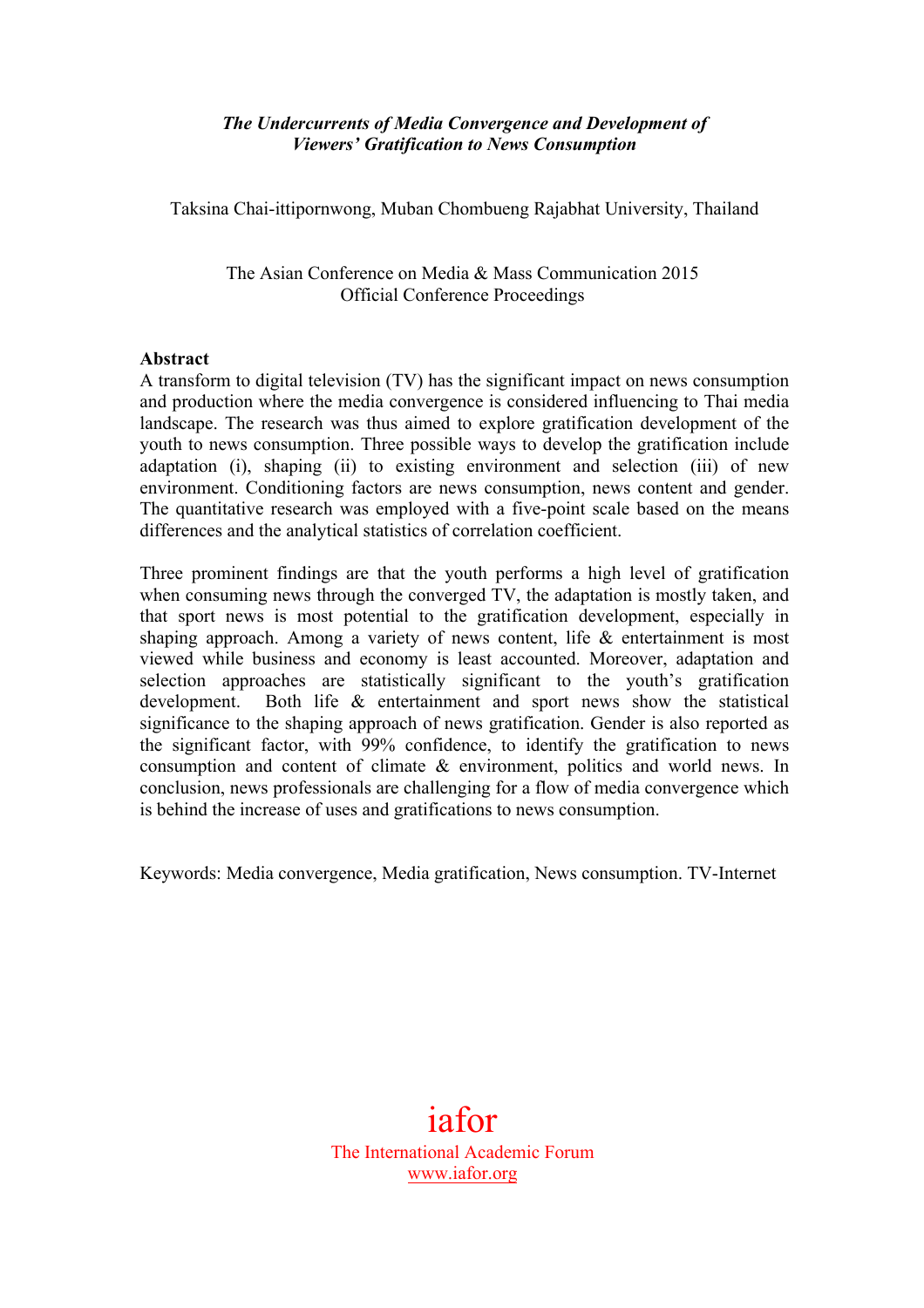***The Undercurrents of Media Convergence and Development of Viewers' Gratification to News Consumption***

Taksina Chai-ittipornwong, Muban Chombueng Rajabhat University, Thailand

The Asian Conference on Media & Mass Communication 2015
Official Conference Proceedings

**Abstract**

A transform to digital television (TV) has the significant impact on news consumption and production where the media convergence is considered influencing to Thai media landscape. The research was thus aimed to explore gratification development of the youth to news consumption. Three possible ways to develop the gratification include adaptation (i), shaping (ii) to existing environment and selection (iii) of new environment. Conditioning factors are news consumption, news content and gender. The quantitative research was employed with a five-point scale based on the means differences and the analytical statistics of correlation coefficient.

Three prominent findings are that the youth performs a high level of gratification when consuming news through the converged TV, the adaptation is mostly taken, and that sport news is most potential to the gratification development, especially in shaping approach. Among a variety of news content, life & entertainment is most viewed while business and economy is least accounted. Moreover, adaptation and selection approaches are statistically significant to the youth's gratification development. Both life & entertainment and sport news show the statistical significance to the shaping approach of news gratification. Gender is also reported as the significant factor, with 99% confidence, to identify the gratification to news consumption and content of climate & environment, politics and world news. In conclusion, news professionals are challenging for a flow of media convergence which is behind the increase of uses and gratifications to news consumption.

Keywords: Media convergence, Media gratification, News consumption. TV-Internet

iafor
The International Academic Forum
www.iafor.org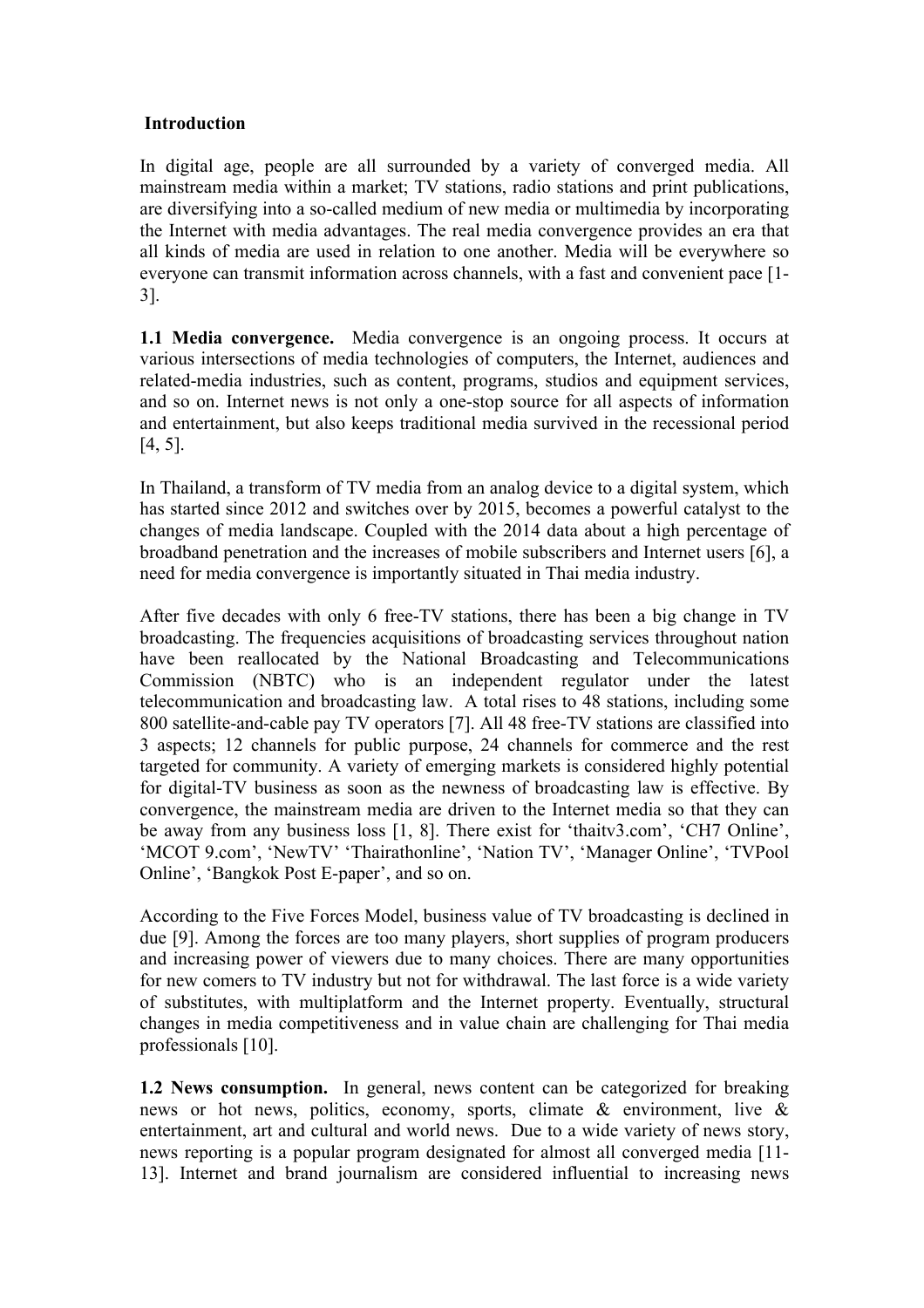## Introduction

In digital age, people are all surrounded by a variety of converged media. All mainstream media within a market; TV stations, radio stations and print publications, are diversifying into a so-called medium of new media or multimedia by incorporating the Internet with media advantages. The real media convergence provides an era that all kinds of media are used in relation to one another. Media will be everywhere so everyone can transmit information across channels, with a fast and convenient pace [1-3].

**1.1 Media convergence.** Media convergence is an ongoing process. It occurs at various intersections of media technologies of computers, the Internet, audiences and related-media industries, such as content, programs, studios and equipment services, and so on. Internet news is not only a one-stop source for all aspects of information and entertainment, but also keeps traditional media survived in the recessional period [4, 5].

In Thailand, a transform of TV media from an analog device to a digital system, which has started since 2012 and switches over by 2015, becomes a powerful catalyst to the changes of media landscape. Coupled with the 2014 data about a high percentage of broadband penetration and the increases of mobile subscribers and Internet users [6], a need for media convergence is importantly situated in Thai media industry.

After five decades with only 6 free-TV stations, there has been a big change in TV broadcasting. The frequencies acquisitions of broadcasting services throughout nation have been reallocated by the National Broadcasting and Telecommunications Commission (NBTC) who is an independent regulator under the latest telecommunication and broadcasting law. A total rises to 48 stations, including some 800 satellite-and-cable pay TV operators [7]. All 48 free-TV stations are classified into 3 aspects; 12 channels for public purpose, 24 channels for commerce and the rest targeted for community. A variety of emerging markets is considered highly potential for digital-TV business as soon as the newness of broadcasting law is effective. By convergence, the mainstream media are driven to the Internet media so that they can be away from any business loss [1, 8]. There exist for 'thaitv3.com', 'CH7 Online', 'MCOT 9.com', 'NewTV' 'Thairathonline', 'Nation TV', 'Manager Online', 'TVPool Online', 'Bangkok Post E-paper', and so on.

According to the Five Forces Model, business value of TV broadcasting is declined in due [9]. Among the forces are too many players, short supplies of program producers and increasing power of viewers due to many choices. There are many opportunities for new comers to TV industry but not for withdrawal. The last force is a wide variety of substitutes, with multiplatform and the Internet property. Eventually, structural changes in media competitiveness and in value chain are challenging for Thai media professionals [10].

**1.2 News consumption.** In general, news content can be categorized for breaking news or hot news, politics, economy, sports, climate & environment, live & entertainment, art and cultural and world news. Due to a wide variety of news story, news reporting is a popular program designated for almost all converged media [11-13]. Internet and brand journalism are considered influential to increasing news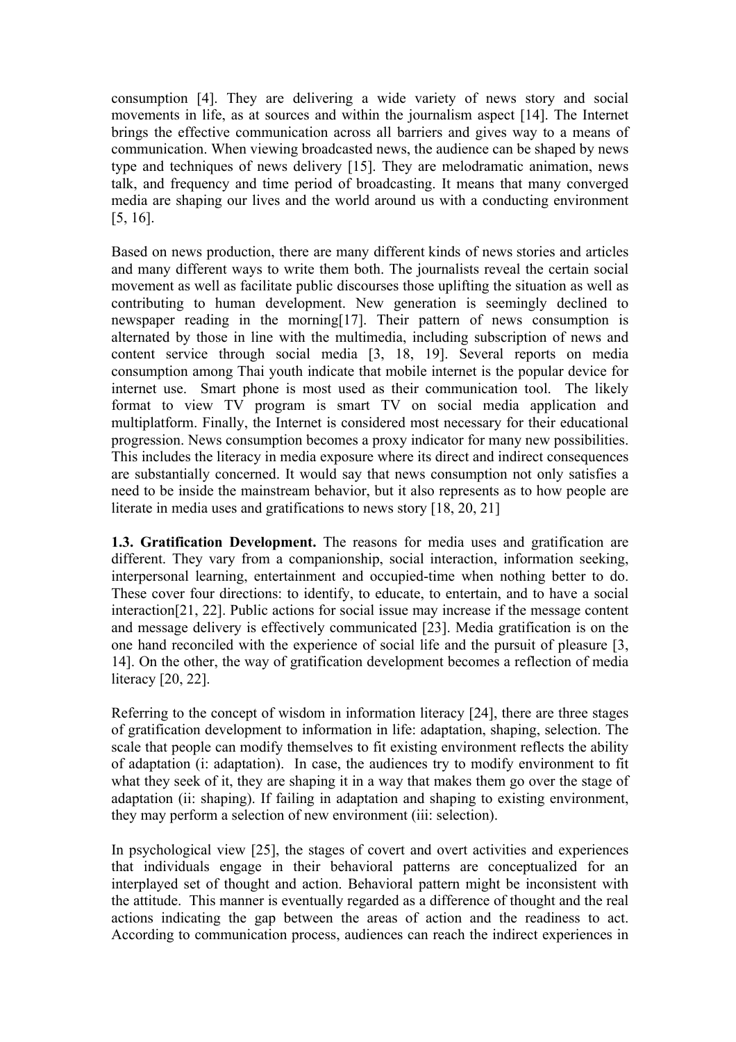consumption [4]. They are delivering a wide variety of news story and social movements in life, as at sources and within the journalism aspect [14]. The Internet brings the effective communication across all barriers and gives way to a means of communication. When viewing broadcasted news, the audience can be shaped by news type and techniques of news delivery [15]. They are melodramatic animation, news talk, and frequency and time period of broadcasting. It means that many converged media are shaping our lives and the world around us with a conducting environment [5, 16].

Based on news production, there are many different kinds of news stories and articles and many different ways to write them both. The journalists reveal the certain social movement as well as facilitate public discourses those uplifting the situation as well as contributing to human development. New generation is seemingly declined to newspaper reading in the morning[17]. Their pattern of news consumption is alternated by those in line with the multimedia, including subscription of news and content service through social media [3, 18, 19]. Several reports on media consumption among Thai youth indicate that mobile internet is the popular device for internet use. Smart phone is most used as their communication tool. The likely format to view TV program is smart TV on social media application and multiplatform. Finally, the Internet is considered most necessary for their educational progression. News consumption becomes a proxy indicator for many new possibilities. This includes the literacy in media exposure where its direct and indirect consequences are substantially concerned. It would say that news consumption not only satisfies a need to be inside the mainstream behavior, but it also represents as to how people are literate in media uses and gratifications to news story [18, 20, 21]

**1.3. Gratification Development.** The reasons for media uses and gratification are different. They vary from a companionship, social interaction, information seeking, interpersonal learning, entertainment and occupied-time when nothing better to do. These cover four directions: to identify, to educate, to entertain, and to have a social interaction[21, 22]. Public actions for social issue may increase if the message content and message delivery is effectively communicated [23]. Media gratification is on the one hand reconciled with the experience of social life and the pursuit of pleasure [3, 14]. On the other, the way of gratification development becomes a reflection of media literacy [20, 22].

Referring to the concept of wisdom in information literacy [24], there are three stages of gratification development to information in life: adaptation, shaping, selection. The scale that people can modify themselves to fit existing environment reflects the ability of adaptation (i: adaptation). In case, the audiences try to modify environment to fit what they seek of it, they are shaping it in a way that makes them go over the stage of adaptation (ii: shaping). If failing in adaptation and shaping to existing environment, they may perform a selection of new environment (iii: selection).

In psychological view [25], the stages of covert and overt activities and experiences that individuals engage in their behavioral patterns are conceptualized for an interplayed set of thought and action. Behavioral pattern might be inconsistent with the attitude. This manner is eventually regarded as a difference of thought and the real actions indicating the gap between the areas of action and the readiness to act. According to communication process, audiences can reach the indirect experiences in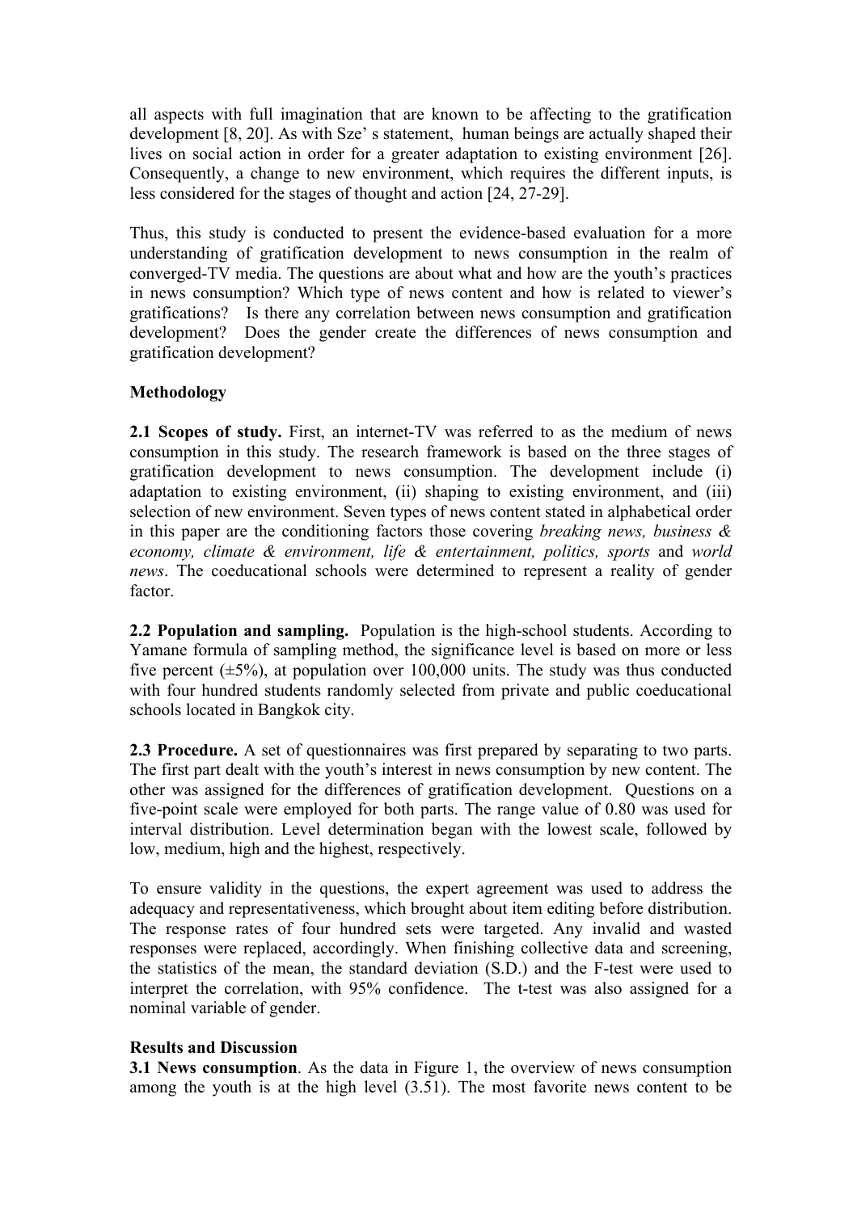all aspects with full imagination that are known to be affecting to the gratification development [8, 20]. As with Sze' s statement, human beings are actually shaped their lives on social action in order for a greater adaptation to existing environment [26]. Consequently, a change to new environment, which requires the different inputs, is less considered for the stages of thought and action [24, 27-29].

Thus, this study is conducted to present the evidence-based evaluation for a more understanding of gratification development to news consumption in the realm of converged-TV media. The questions are about what and how are the youth's practices in news consumption? Which type of news content and how is related to viewer's gratifications? Is there any correlation between news consumption and gratification development? Does the gender create the differences of news consumption and gratification development?

## Methodology

**2.1 Scopes of study.** First, an internet-TV was referred to as the medium of news consumption in this study. The research framework is based on the three stages of gratification development to news consumption. The development include (i) adaptation to existing environment, (ii) shaping to existing environment, and (iii) selection of new environment. Seven types of news content stated in alphabetical order in this paper are the conditioning factors those covering *breaking news, business & economy, climate & environment, life & entertainment, politics, sports* and *world news*. The coeducational schools were determined to represent a reality of gender factor.

**2.2 Population and sampling.** Population is the high-school students. According to Yamane formula of sampling method, the significance level is based on more or less five percent (±5%), at population over 100,000 units. The study was thus conducted with four hundred students randomly selected from private and public coeducational schools located in Bangkok city.

**2.3 Procedure.** A set of questionnaires was first prepared by separating to two parts. The first part dealt with the youth's interest in news consumption by new content. The other was assigned for the differences of gratification development. Questions on a five-point scale were employed for both parts. The range value of 0.80 was used for interval distribution. Level determination began with the lowest scale, followed by low, medium, high and the highest, respectively.

To ensure validity in the questions, the expert agreement was used to address the adequacy and representativeness, which brought about item editing before distribution. The response rates of four hundred sets were targeted. Any invalid and wasted responses were replaced, accordingly. When finishing collective data and screening, the statistics of the mean, the standard deviation (S.D.) and the F-test were used to interpret the correlation, with 95% confidence. The t-test was also assigned for a nominal variable of gender.

## Results and Discussion

**3.1 News consumption**. As the data in Figure 1, the overview of news consumption among the youth is at the high level (3.51). The most favorite news content to be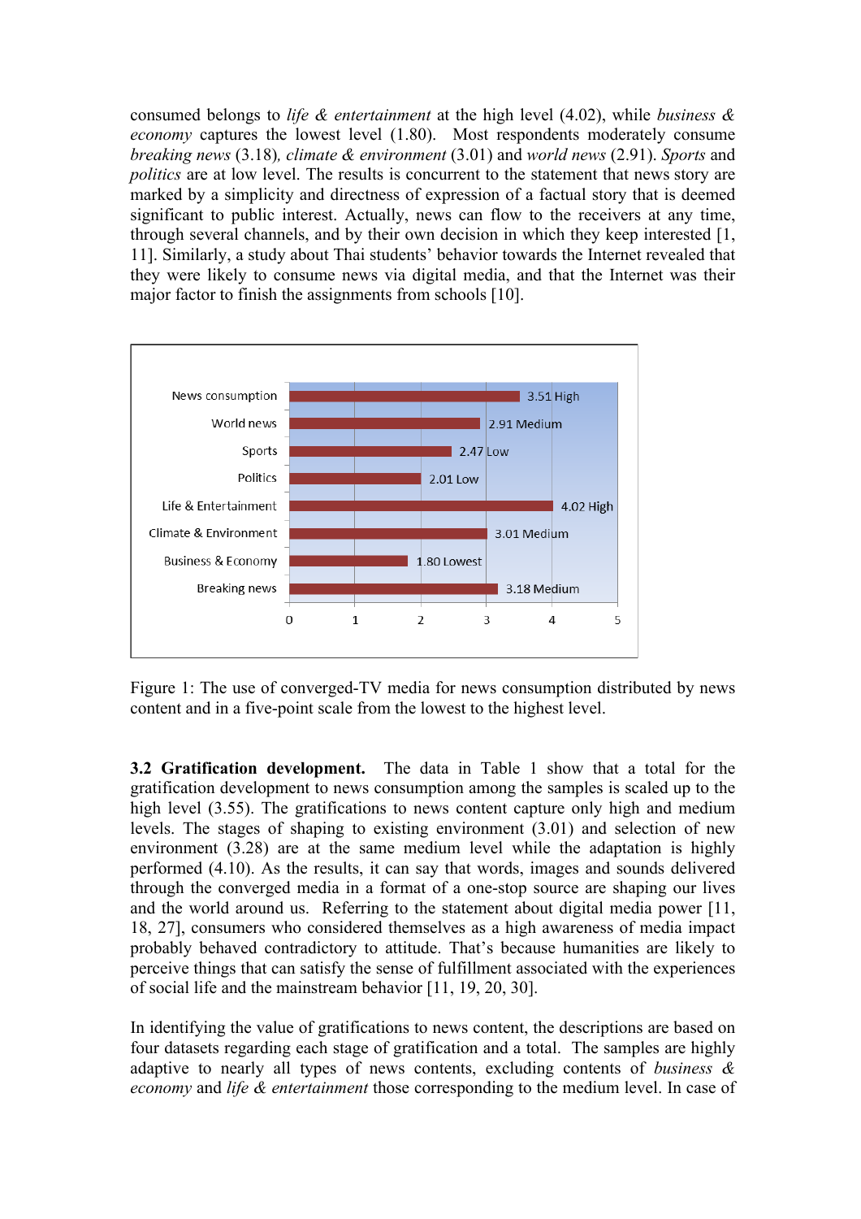consumed belongs to *life & entertainment* at the high level (4.02), while *business & economy* captures the lowest level (1.80). Most respondents moderately consume *breaking news* (3.18)*, climate & environment* (3.01) and *world news* (2.91). *Sports* and *politics* are at low level. The results is concurrent to the statement that news story are marked by a simplicity and directness of expression of a factual story that is deemed significant to public interest. Actually, news can flow to the receivers at any time, through several channels, and by their own decision in which they keep interested [1, 11]. Similarly, a study about Thai students' behavior towards the Internet revealed that they were likely to consume news via digital media, and that the Internet was their major factor to finish the assignments from schools [10].

| Category | Value | Level |
|---|---|---|
| News consumption | 3.51 | High |
| World news | 2.91 | Medium |
| Sports | 2.47 | Low |
| Politics | 2.01 | Low |
| Life & Entertainment | 4.02 | High |
| Climate & Environment | 3.01 | Medium |
| Business & Economy | 1.80 | Lowest |
| Breaking news | 3.18 | Medium |

Figure 1: The use of converged-TV media for news consumption distributed by news content and in a five-point scale from the lowest to the highest level.

**3.2 Gratification development.** The data in Table 1 show that a total for the gratification development to news consumption among the samples is scaled up to the high level (3.55). The gratifications to news content capture only high and medium levels. The stages of shaping to existing environment (3.01) and selection of new environment (3.28) are at the same medium level while the adaptation is highly performed (4.10). As the results, it can say that words, images and sounds delivered through the converged media in a format of a one-stop source are shaping our lives and the world around us. Referring to the statement about digital media power [11, 18, 27], consumers who considered themselves as a high awareness of media impact probably behaved contradictory to attitude. That's because humanities are likely to perceive things that can satisfy the sense of fulfillment associated with the experiences of social life and the mainstream behavior [11, 19, 20, 30].

In identifying the value of gratifications to news content, the descriptions are based on four datasets regarding each stage of gratification and a total. The samples are highly adaptive to nearly all types of news contents, excluding contents of *business & economy* and *life & entertainment* those corresponding to the medium level. In case of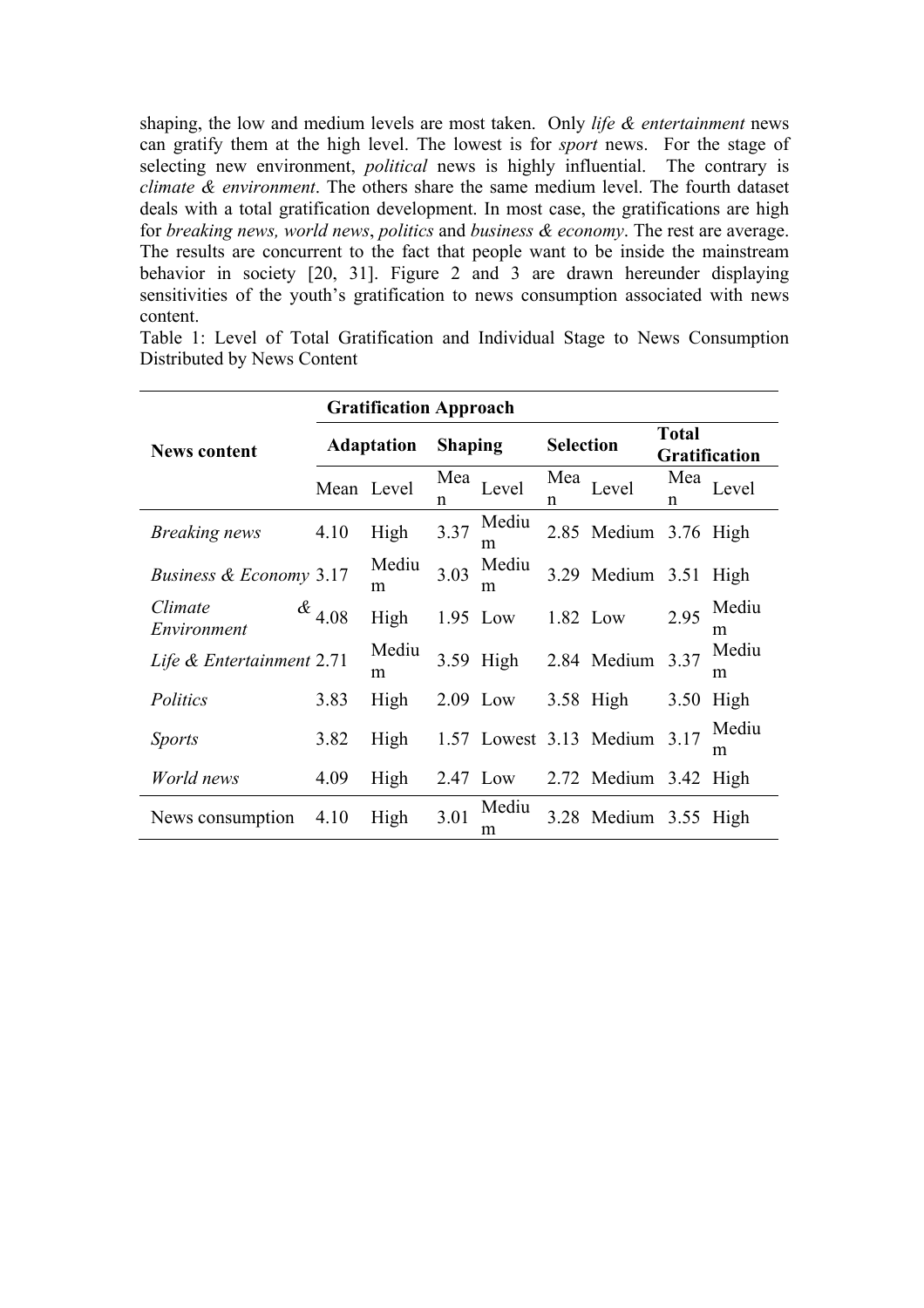shaping, the low and medium levels are most taken. Only *life & entertainment* news can gratify them at the high level. The lowest is for *sport* news. For the stage of selecting new environment, *political* news is highly influential. The contrary is *climate & environment*. The others share the same medium level. The fourth dataset deals with a total gratification development. In most case, the gratifications are high for *breaking news, world news*, *politics* and *business & economy*. The rest are average. The results are concurrent to the fact that people want to be inside the mainstream behavior in society [20, 31]. Figure 2 and 3 are drawn hereunder displaying sensitivities of the youth's gratification to news consumption associated with news content.

Table 1: Level of Total Gratification and Individual Stage to News Consumption Distributed by News Content

| **News content** | **Gratification Approach** | | | | | | | |
|---|---|---|---|---|---|---|---|---|
| | **Adaptation** | | **Shaping** | | **Selection** | | **Total Gratification** | |
| | Mean | Level | Mean | Level | Mean | Level | Mean | Level |
| *Breaking news* | 4.10 | High | 3.37 | Medium | 2.85 | Medium | 3.76 | High |
| *Business & Economy* | 3.17 | Medium | 3.03 | Medium | 3.29 | Medium | 3.51 | High |
| *Climate & Environment* | 4.08 | High | 1.95 | Low | 1.82 | Low | 2.95 | Medium |
| *Life & Entertainment* | 2.71 | Medium | 3.59 | High | 2.84 | Medium | 3.37 | Medium |
| *Politics* | 3.83 | High | 2.09 | Low | 3.58 | High | 3.50 | High |
| *Sports* | 3.82 | High | 1.57 | Lowest | 3.13 | Medium | 3.17 | Medium |
| *World news* | 4.09 | High | 2.47 | Low | 2.72 | Medium | 3.42 | High |
| News consumption | 4.10 | High | 3.01 | Medium | 3.28 | Medium | 3.55 | High |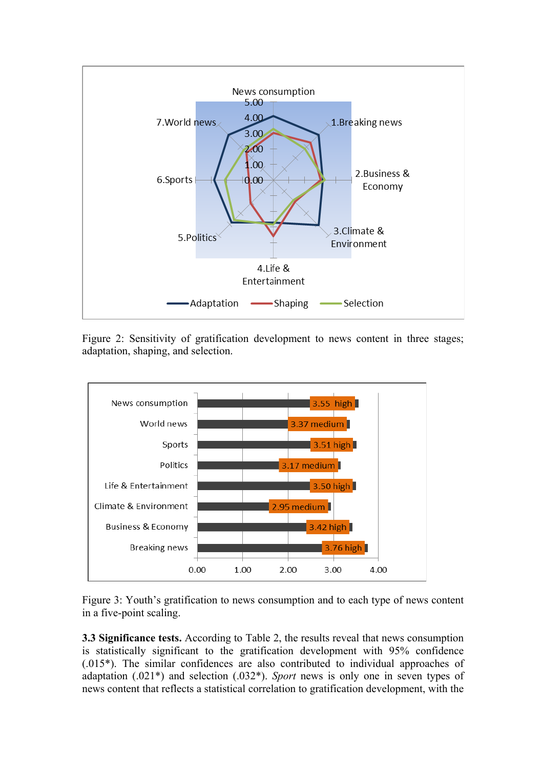Figure 2: Sensitivity of gratification development to news content in three stages; adaptation, shaping, and selection.

Figure 3: Youth's gratification to news consumption and to each type of news content in a five-point scaling.

**3.3 Significance tests.** According to Table 2, the results reveal that news consumption is statistically significant to the gratification development with 95% confidence (.015*). The similar confidences are also contributed to individual approaches of adaptation (.021*) and selection (.032*). *Sport* news is only one in seven types of news content that reflects a statistical correlation to gratification development, with the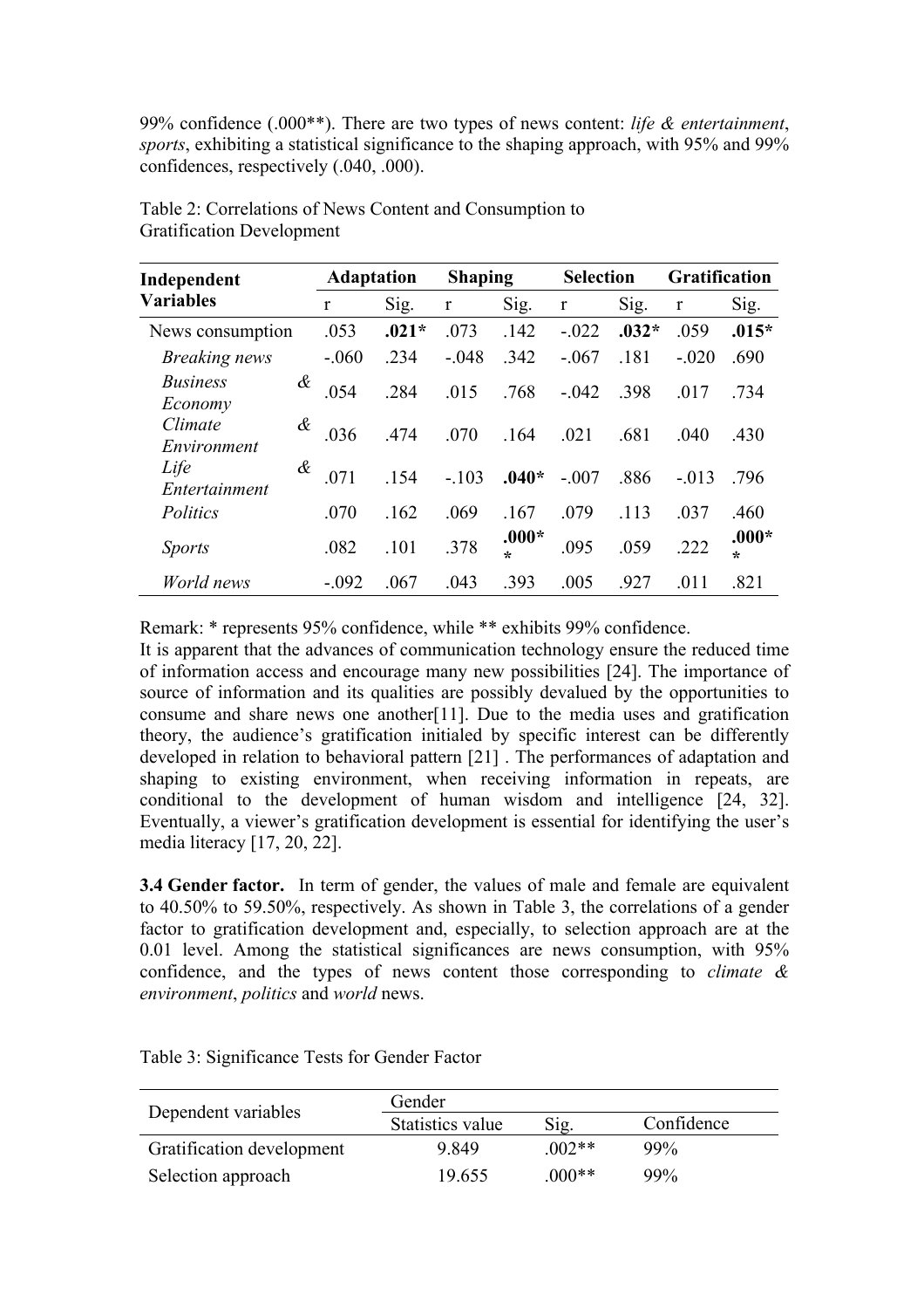99% confidence (.000**). There are two types of news content: *life & entertainment*, *sports*, exhibiting a statistical significance to the shaping approach, with 95% and 99% confidences, respectively (.040, .000).

Table 2: Correlations of News Content and Consumption to Gratification Development

| **Independent Variables** | **Adaptation** | | **Shaping** | | **Selection** | | **Gratification** | |
|---|---|---|---|---|---|---|---|---|
| | r | Sig. | r | Sig. | r | Sig. | r | Sig. |
| News consumption | .053 | **.021*** | .073 | .142 | -.022 | **.032*** | .059 | **.015*** |
| *Breaking news* | -.060 | .234 | -.048 | .342 | -.067 | .181 | -.020 | .690 |
| *Business & Economy* | .054 | .284 | .015 | .768 | -.042 | .398 | .017 | .734 |
| *Climate & Environment* | .036 | .474 | .070 | .164 | .021 | .681 | .040 | .430 |
| *Life & Entertainment* | .071 | .154 | -.103 | **.040*** | -.007 | .886 | -.013 | .796 |
| *Politics* | .070 | .162 | .069 | .167 | .079 | .113 | .037 | .460 |
| *Sports* | .082 | .101 | .378 | **.000**** | .095 | .059 | .222 | **.000**** |
| *World news* | -.092 | .067 | .043 | .393 | .005 | .927 | .011 | .821 |

Remark: * represents 95% confidence, while ** exhibits 99% confidence.

It is apparent that the advances of communication technology ensure the reduced time of information access and encourage many new possibilities [24]. The importance of source of information and its qualities are possibly devalued by the opportunities to consume and share news one another[11]. Due to the media uses and gratification theory, the audience's gratification initialed by specific interest can be differently developed in relation to behavioral pattern [21] . The performances of adaptation and shaping to existing environment, when receiving information in repeats, are conditional to the development of human wisdom and intelligence [24, 32]. Eventually, a viewer's gratification development is essential for identifying the user's media literacy [17, 20, 22].

**3.4 Gender factor.** In term of gender, the values of male and female are equivalent to 40.50% to 59.50%, respectively. As shown in Table 3, the correlations of a gender factor to gratification development and, especially, to selection approach are at the 0.01 level. Among the statistical significances are news consumption, with 95% confidence, and the types of news content those corresponding to *climate & environment*, *politics* and *world* news.

Table 3: Significance Tests for Gender Factor

| Dependent variables | Gender | | |
|---|---|---|---|
| | Statistics value | Sig. | Confidence |
| Gratification development | 9.849 | .002** | 99% |
| Selection approach | 19.655 | .000** | 99% |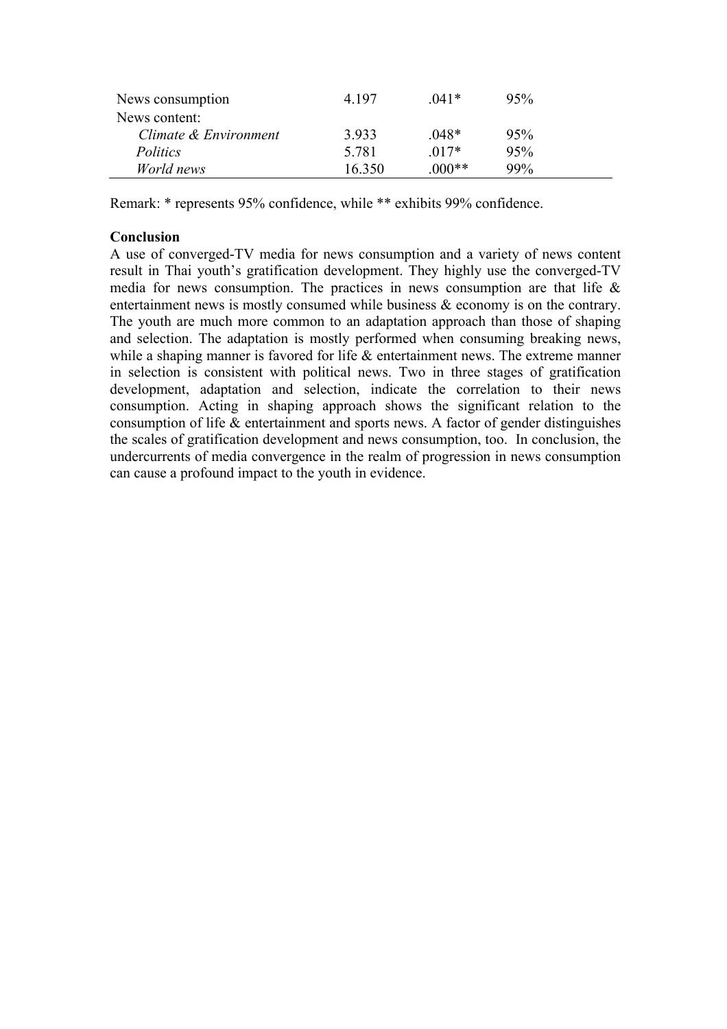| | | | |
|---|---|---|---|
| News consumption | 4.197 | .041* | 95% |
| News content: | | | |
| *Climate & Environment* | 3.933 | .048* | 95% |
| *Politics* | 5.781 | .017* | 95% |
| *World news* | 16.350 | .000** | 99% |

Remark: * represents 95% confidence, while ** exhibits 99% confidence.

**Conclusion**

A use of converged-TV media for news consumption and a variety of news content result in Thai youth's gratification development. They highly use the converged-TV media for news consumption. The practices in news consumption are that life & entertainment news is mostly consumed while business & economy is on the contrary. The youth are much more common to an adaptation approach than those of shaping and selection. The adaptation is mostly performed when consuming breaking news, while a shaping manner is favored for life & entertainment news. The extreme manner in selection is consistent with political news. Two in three stages of gratification development, adaptation and selection, indicate the correlation to their news consumption. Acting in shaping approach shows the significant relation to the consumption of life & entertainment and sports news. A factor of gender distinguishes the scales of gratification development and news consumption, too. In conclusion, the undercurrents of media convergence in the realm of progression in news consumption can cause a profound impact to the youth in evidence.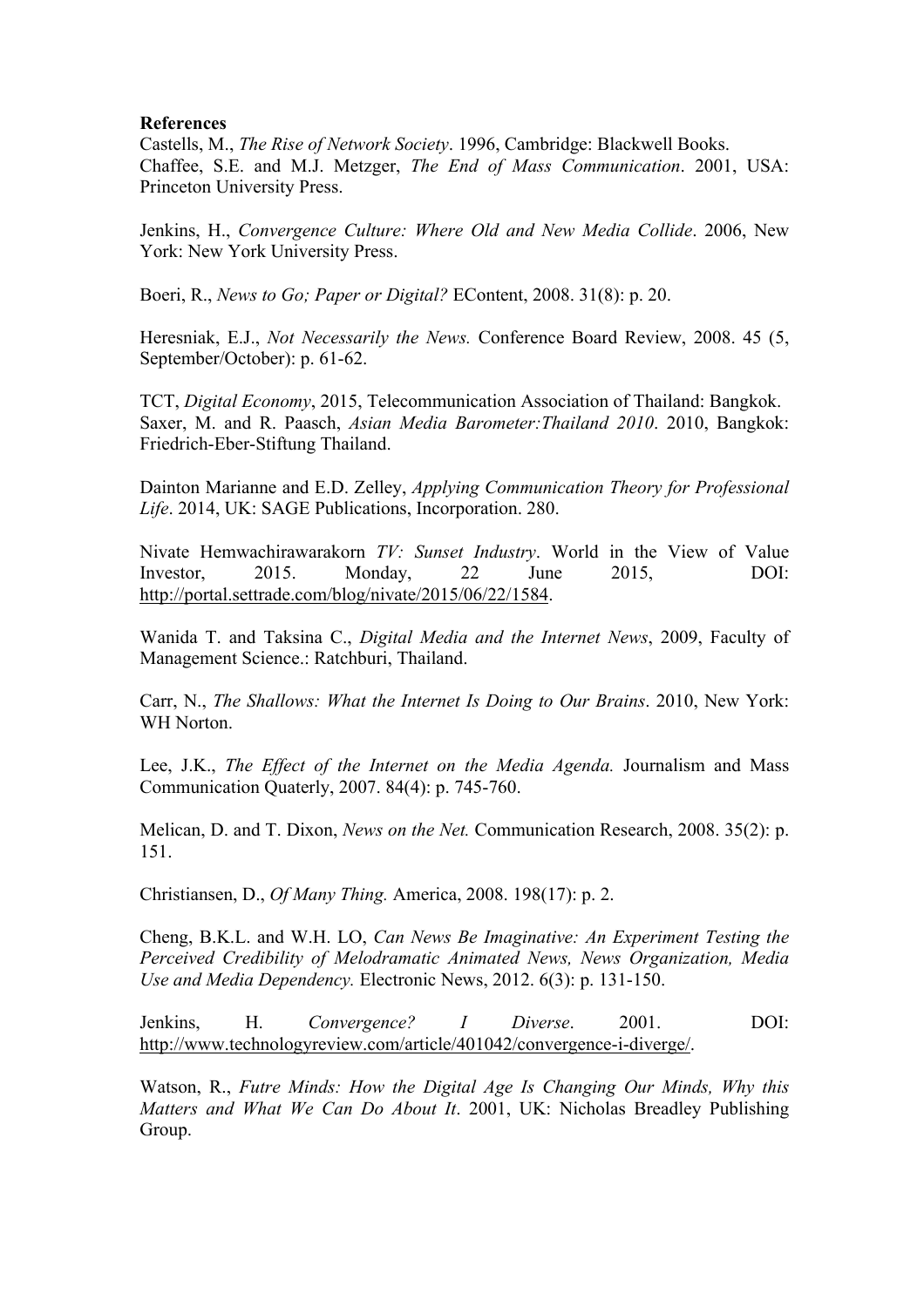**References**

Castells, M., *The Rise of Network Society*. 1996, Cambridge: Blackwell Books.

Chaffee, S.E. and M.J. Metzger, *The End of Mass Communication*. 2001, USA: Princeton University Press.

Jenkins, H., *Convergence Culture: Where Old and New Media Collide*. 2006, New York: New York University Press.

Boeri, R., *News to Go; Paper or Digital?* EContent, 2008. 31(8): p. 20.

Heresniak, E.J., *Not Necessarily the News.* Conference Board Review, 2008. 45 (5, September/October): p. 61-62.

TCT, *Digital Economy*, 2015, Telecommunication Association of Thailand: Bangkok.

Saxer, M. and R. Paasch, *Asian Media Barometer:Thailand 2010*. 2010, Bangkok: Friedrich-Eber-Stiftung Thailand.

Dainton Marianne and E.D. Zelley, *Applying Communication Theory for Professional Life*. 2014, UK: SAGE Publications, Incorporation. 280.

Nivate Hemwachirawarakorn *TV: Sunset Industry*. World in the View of Value Investor, 2015. Monday, 22 June 2015, DOI: http://portal.settrade.com/blog/nivate/2015/06/22/1584.

Wanida T. and Taksina C., *Digital Media and the Internet News*, 2009, Faculty of Management Science.: Ratchburi, Thailand.

Carr, N., *The Shallows: What the Internet Is Doing to Our Brains*. 2010, New York: WH Norton.

Lee, J.K., *The Effect of the Internet on the Media Agenda.* Journalism and Mass Communication Quaterly, 2007. 84(4): p. 745-760.

Melican, D. and T. Dixon, *News on the Net.* Communication Research, 2008. 35(2): p. 151.

Christiansen, D., *Of Many Thing.* America, 2008. 198(17): p. 2.

Cheng, B.K.L. and W.H. LO, *Can News Be Imaginative: An Experiment Testing the Perceived Credibility of Melodramatic Animated News, News Organization, Media Use and Media Dependency.* Electronic News, 2012. 6(3): p. 131-150.

Jenkins, H. *Convergence? I Diverse*. 2001. DOI: http://www.technologyreview.com/article/401042/convergence-i-diverge/.

Watson, R., *Futre Minds: How the Digital Age Is Changing Our Minds, Why this Matters and What We Can Do About It*. 2001, UK: Nicholas Breadley Publishing Group.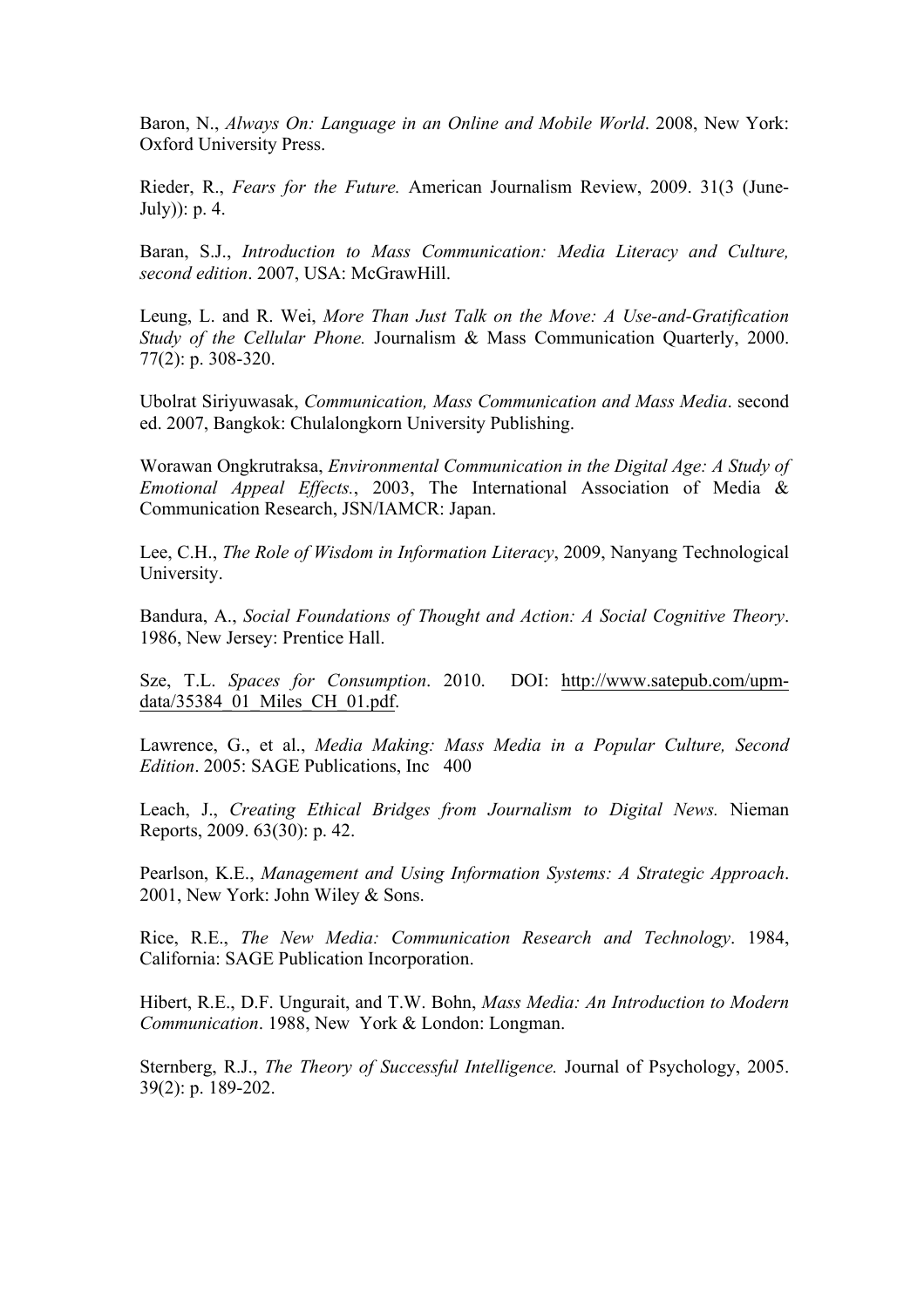Baron, N., *Always On: Language in an Online and Mobile World*. 2008, New York: Oxford University Press.

Rieder, R., *Fears for the Future.* American Journalism Review, 2009. 31(3 (June-July)): p. 4.

Baran, S.J., *Introduction to Mass Communication: Media Literacy and Culture, second edition*. 2007, USA: McGrawHill.

Leung, L. and R. Wei, *More Than Just Talk on the Move: A Use-and-Gratification Study of the Cellular Phone.* Journalism & Mass Communication Quarterly, 2000. 77(2): p. 308-320.

Ubolrat Siriyuwasak, *Communication, Mass Communication and Mass Media*. second ed. 2007, Bangkok: Chulalongkorn University Publishing.

Worawan Ongkrutraksa, *Environmental Communication in the Digital Age: A Study of Emotional Appeal Effects.*, 2003, The International Association of Media & Communication Research, JSN/IAMCR: Japan.

Lee, C.H., *The Role of Wisdom in Information Literacy*, 2009, Nanyang Technological University.

Bandura, A., *Social Foundations of Thought and Action: A Social Cognitive Theory*. 1986, New Jersey: Prentice Hall.

Sze, T.L. *Spaces for Consumption*. 2010. DOI: http://www.satepub.com/upm-data/35384_01_Miles_CH_01.pdf.

Lawrence, G., et al., *Media Making: Mass Media in a Popular Culture, Second Edition*. 2005: SAGE Publications, Inc 400

Leach, J., *Creating Ethical Bridges from Journalism to Digital News.* Nieman Reports, 2009. 63(30): p. 42.

Pearlson, K.E., *Management and Using Information Systems: A Strategic Approach*. 2001, New York: John Wiley & Sons.

Rice, R.E., *The New Media: Communication Research and Technology*. 1984, California: SAGE Publication Incorporation.

Hibert, R.E., D.F. Ungurait, and T.W. Bohn, *Mass Media: An Introduction to Modern Communication*. 1988, New York & London: Longman.

Sternberg, R.J., *The Theory of Successful Intelligence.* Journal of Psychology, 2005. 39(2): p. 189-202.